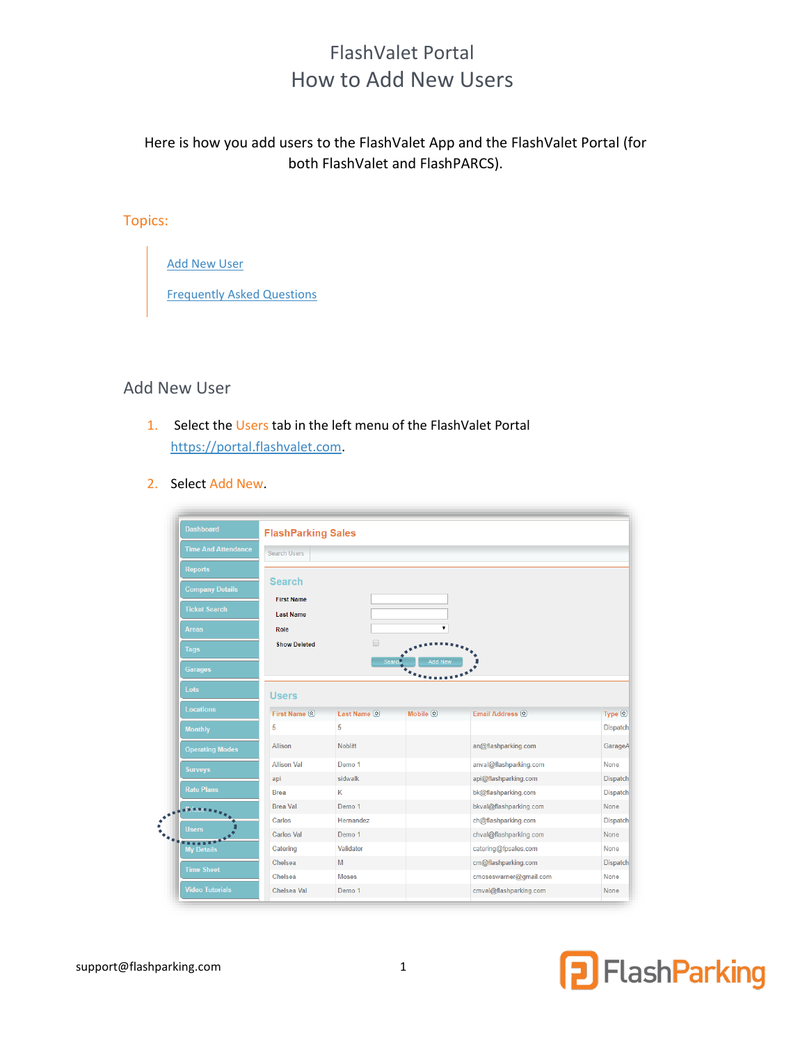# FlashValet Portal
# How to Add New Users

Here is how you add users to the FlashValet App and the FlashValet Portal (for both FlashValet and FlashPARCS).

Topics:

- Add New User
- Frequently Asked Questions

## Add New User

1. Select the Users tab in the left menu of the FlashValet Portal https://portal.flashvalet.com.

2. Select Add New.

support@flashparking.com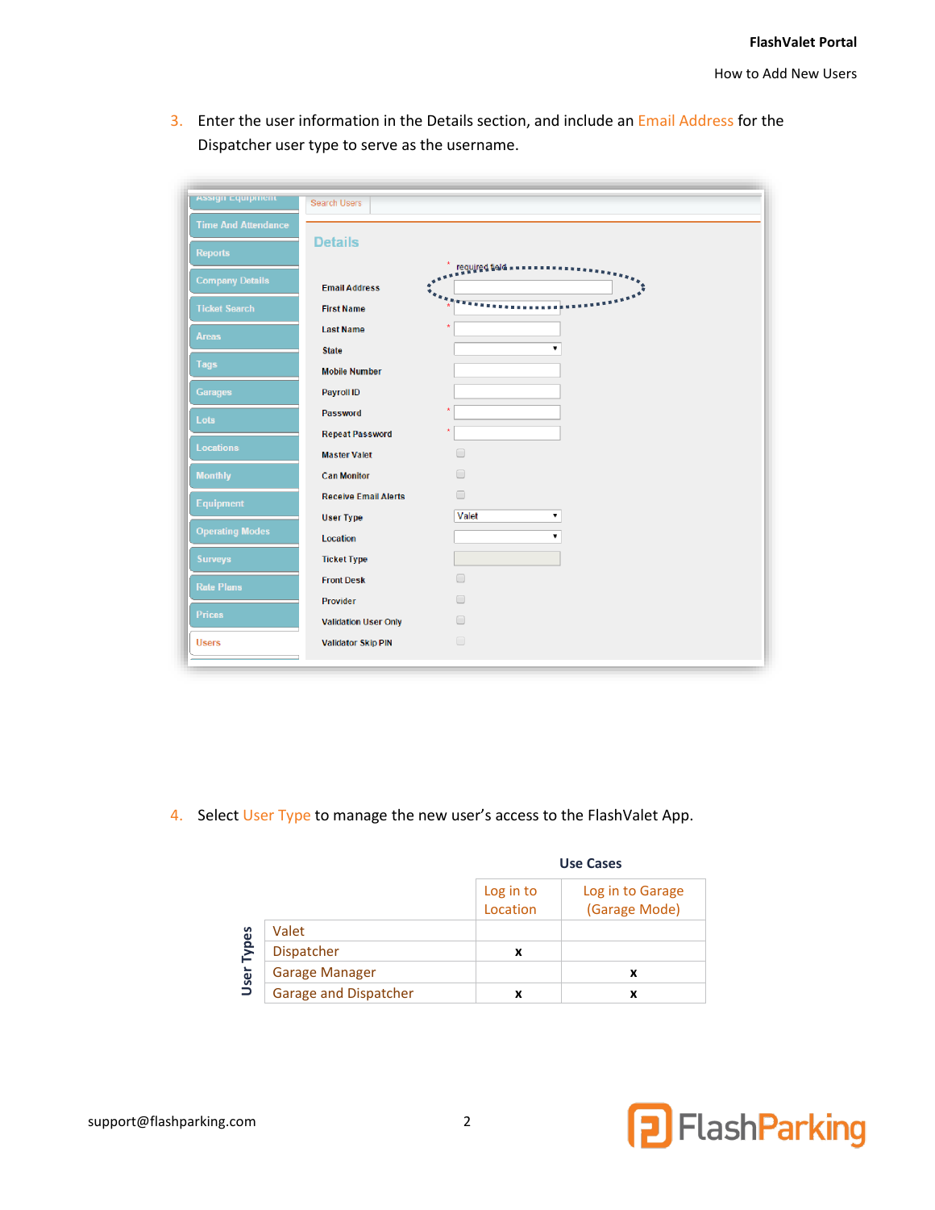3. Enter the user information in the Details section, and include an Email Address for the Dispatcher user type to serve as the username.

4. Select User Type to manage the new user's access to the FlashValet App.

**Use Cases**

| User Types | Log in to Location | Log in to Garage (Garage Mode) |
|---|---|---|
| Valet | | |
| Dispatcher | x | |
| Garage Manager | | x |
| Garage and Dispatcher | x | x |

support@flashparking.com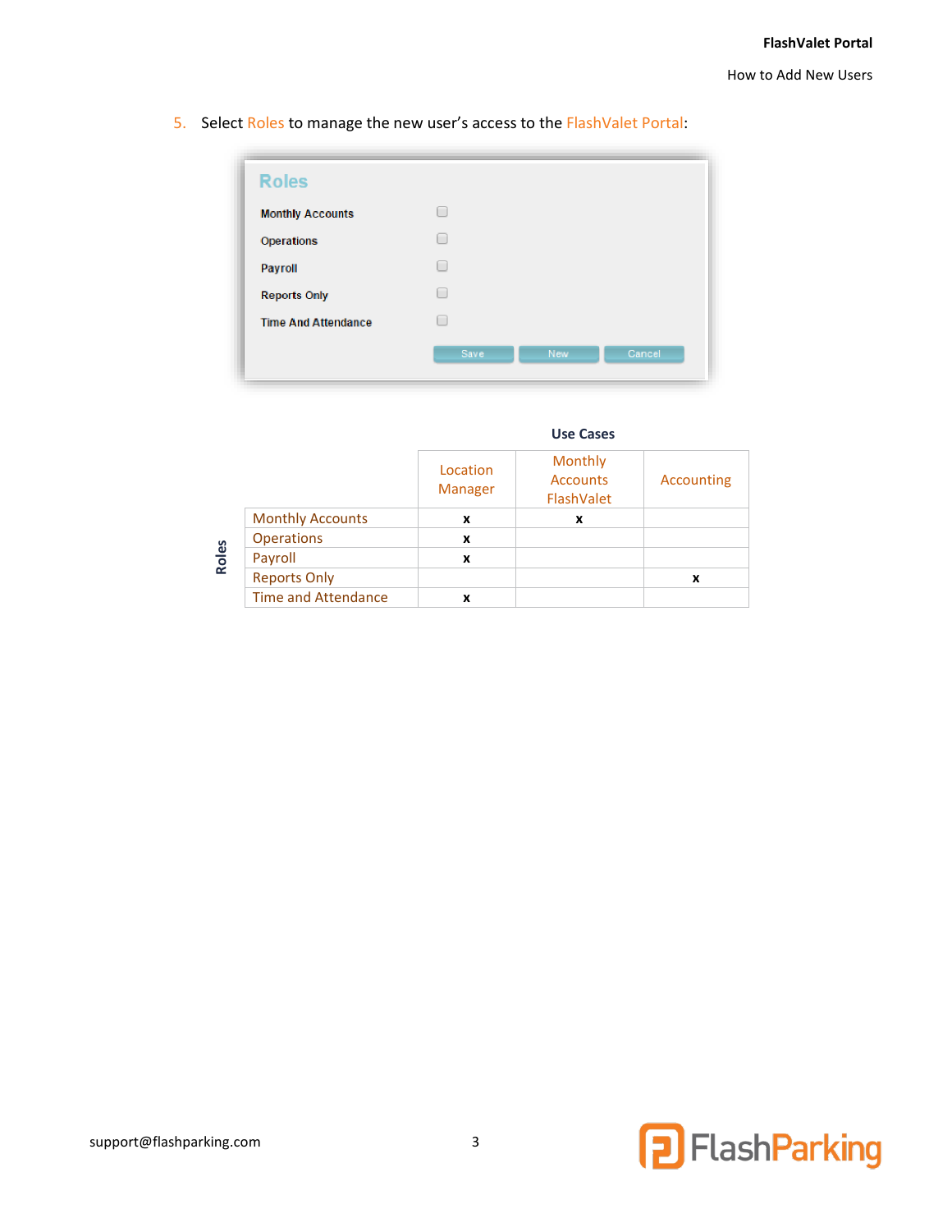5. Select Roles to manage the new user's access to the FlashValet Portal:

**Roles**

| | |
|---|---|
| Monthly Accounts | ☐ |
| Operations | ☐ |
| Payroll | ☐ |
| Reports Only | ☐ |
| Time And Attendance | ☐ |

Save | New | Cancel

**Use Cases**

| Roles | Location Manager | Monthly Accounts FlashValet | Accounting |
|---|---|---|---|
| Monthly Accounts | x | x | |
| Operations | x | | |
| Payroll | x | | |
| Reports Only | | | x |
| Time and Attendance | x | | |

support@flashparking.com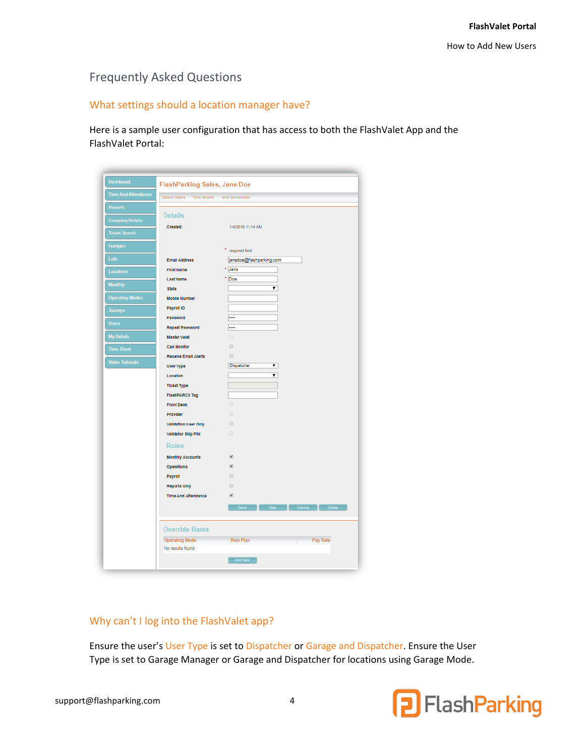# Frequently Asked Questions

## What settings should a location manager have?

Here is a sample user configuration that has access to both the FlashValet App and the FlashValet Portal:

## Why can't I log into the FlashValet app?

Ensure the user's User Type is set to Dispatcher or Garage and Dispatcher. Ensure the User Type is set to Garage Manager or Garage and Dispatcher for locations using Garage Mode.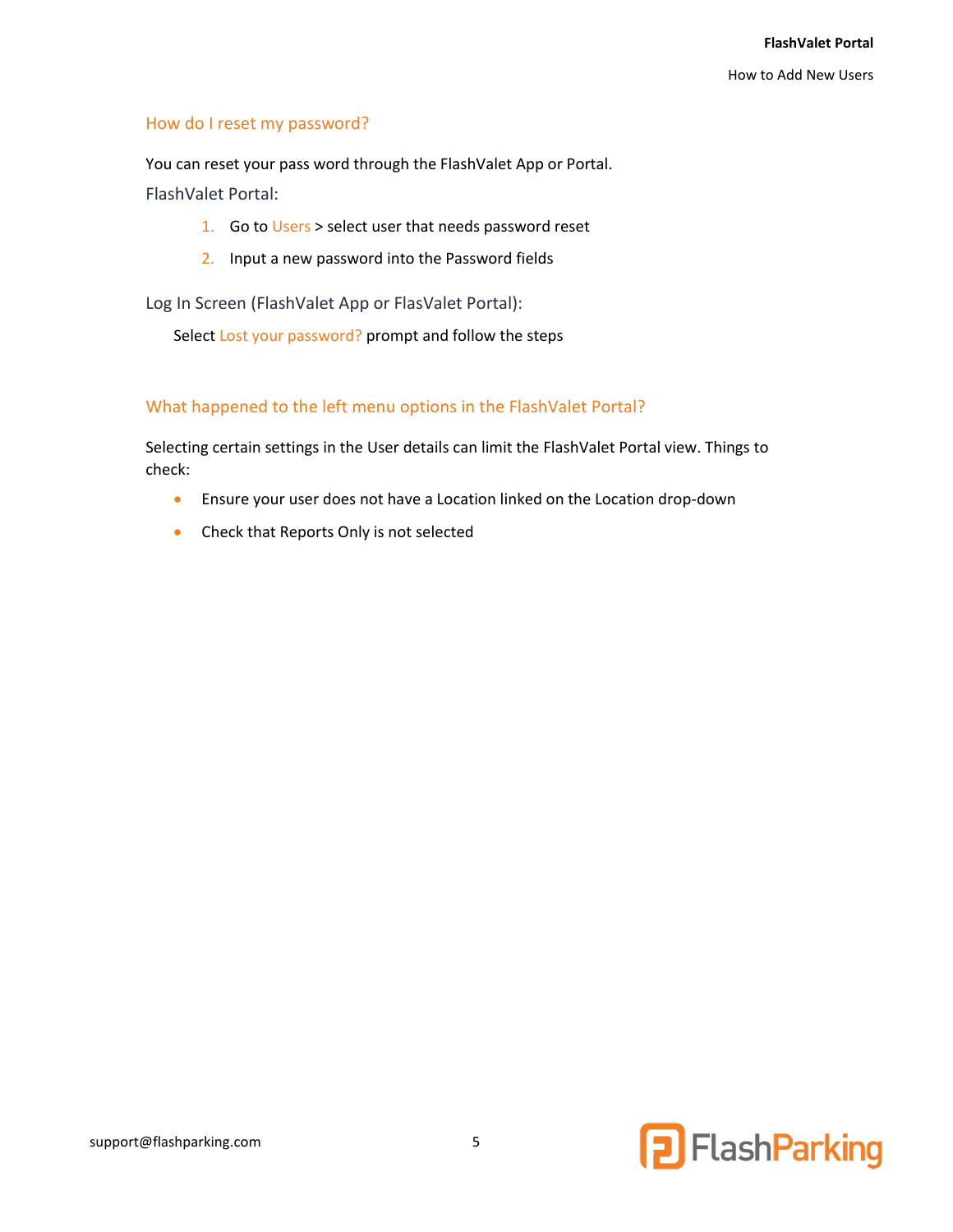## How do I reset my password?

You can reset your pass word through the FlashValet App or Portal.

### FlashValet Portal:

1. Go to Users > select user that needs password reset
2. Input a new password into the Password fields

### Log In Screen (FlashValet App or FlasValet Portal):

Select Lost your password? prompt and follow the steps

## What happened to the left menu options in the FlashValet Portal?

Selecting certain settings in the User details can limit the FlashValet Portal view. Things to check:

- Ensure your user does not have a Location linked on the Location drop-down
- Check that Reports Only is not selected